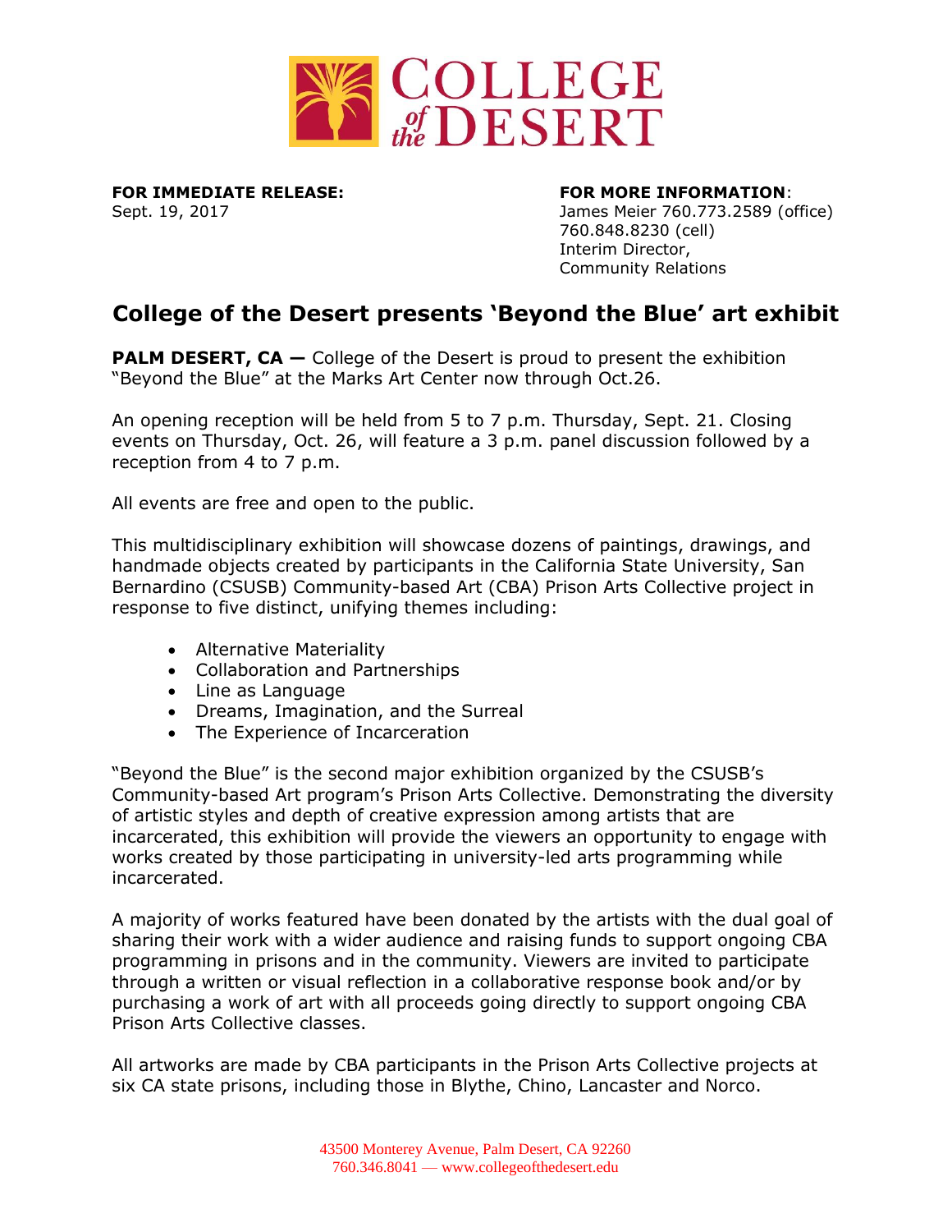COLLEGE *of the* DESERT

**FOR IMMEDIATE RELEASE:**
Sept. 19, 2017

**FOR MORE INFORMATION**:
James Meier 760.773.2589 (office)
760.848.8230 (cell)
Interim Director,
Community Relations

# College of the Desert presents 'Beyond the Blue' art exhibit

**PALM DESERT, CA —** College of the Desert is proud to present the exhibition "Beyond the Blue" at the Marks Art Center now through Oct.26.

An opening reception will be held from 5 to 7 p.m. Thursday, Sept. 21. Closing events on Thursday, Oct. 26, will feature a 3 p.m. panel discussion followed by a reception from 4 to 7 p.m.

All events are free and open to the public.

This multidisciplinary exhibition will showcase dozens of paintings, drawings, and handmade objects created by participants in the California State University, San Bernardino (CSUSB) Community-based Art (CBA) Prison Arts Collective project in response to five distinct, unifying themes including:

- Alternative Materiality
- Collaboration and Partnerships
- Line as Language
- Dreams, Imagination, and the Surreal
- The Experience of Incarceration

"Beyond the Blue" is the second major exhibition organized by the CSUSB's Community-based Art program's Prison Arts Collective. Demonstrating the diversity of artistic styles and depth of creative expression among artists that are incarcerated, this exhibition will provide the viewers an opportunity to engage with works created by those participating in university-led arts programming while incarcerated.

A majority of works featured have been donated by the artists with the dual goal of sharing their work with a wider audience and raising funds to support ongoing CBA programming in prisons and in the community. Viewers are invited to participate through a written or visual reflection in a collaborative response book and/or by purchasing a work of art with all proceeds going directly to support ongoing CBA Prison Arts Collective classes.

All artworks are made by CBA participants in the Prison Arts Collective projects at six CA state prisons, including those in Blythe, Chino, Lancaster and Norco.

43500 Monterey Avenue, Palm Desert, CA 92260
760.346.8041 — www.collegeofthedesert.edu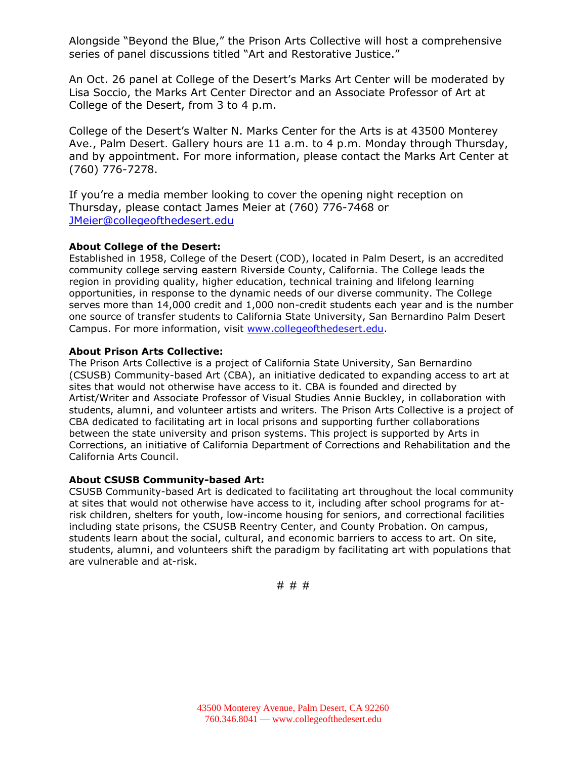Alongside "Beyond the Blue," the Prison Arts Collective will host a comprehensive series of panel discussions titled "Art and Restorative Justice."

An Oct. 26 panel at College of the Desert's Marks Art Center will be moderated by Lisa Soccio, the Marks Art Center Director and an Associate Professor of Art at College of the Desert, from 3 to 4 p.m.

College of the Desert's Walter N. Marks Center for the Arts is at 43500 Monterey Ave., Palm Desert. Gallery hours are 11 a.m. to 4 p.m. Monday through Thursday, and by appointment. For more information, please contact the Marks Art Center at (760) 776-7278.

If you're a media member looking to cover the opening night reception on Thursday, please contact James Meier at (760) 776-7468 or JMeier@collegeofthedesert.edu

**About College of the Desert:**
Established in 1958, College of the Desert (COD), located in Palm Desert, is an accredited community college serving eastern Riverside County, California. The College leads the region in providing quality, higher education, technical training and lifelong learning opportunities, in response to the dynamic needs of our diverse community. The College serves more than 14,000 credit and 1,000 non-credit students each year and is the number one source of transfer students to California State University, San Bernardino Palm Desert Campus. For more information, visit www.collegeofthedesert.edu.

**About Prison Arts Collective:**
The Prison Arts Collective is a project of California State University, San Bernardino (CSUSB) Community-based Art (CBA), an initiative dedicated to expanding access to art at sites that would not otherwise have access to it. CBA is founded and directed by Artist/Writer and Associate Professor of Visual Studies Annie Buckley, in collaboration with students, alumni, and volunteer artists and writers. The Prison Arts Collective is a project of CBA dedicated to facilitating art in local prisons and supporting further collaborations between the state university and prison systems. This project is supported by Arts in Corrections, an initiative of California Department of Corrections and Rehabilitation and the California Arts Council.

**About CSUSB Community-based Art:**
CSUSB Community-based Art is dedicated to facilitating art throughout the local community at sites that would not otherwise have access to it, including after school programs for at-risk children, shelters for youth, low-income housing for seniors, and correctional facilities including state prisons, the CSUSB Reentry Center, and County Probation. On campus, students learn about the social, cultural, and economic barriers to access to art. On site, students, alumni, and volunteers shift the paradigm by facilitating art with populations that are vulnerable and at-risk.

# # #